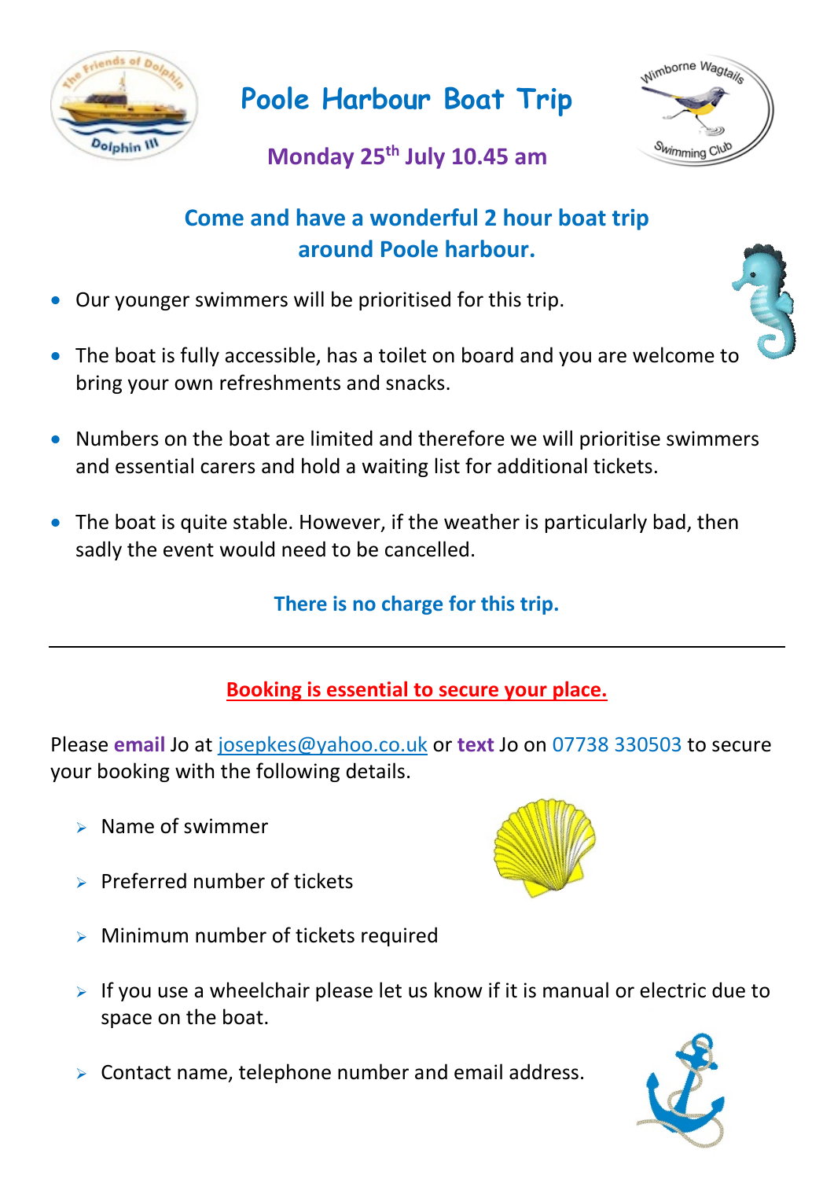# Poole Harbour Boat Trip

**Monday 25th July 10.45 am**

## Come and have a wonderful 2 hour boat trip around Poole harbour.

- Our younger swimmers will be prioritised for this trip.
- The boat is fully accessible, has a toilet on board and you are welcome to bring your own refreshments and snacks.
- Numbers on the boat are limited and therefore we will prioritise swimmers and essential carers and hold a waiting list for additional tickets.
- The boat is quite stable. However, if the weather is particularly bad, then sadly the event would need to be cancelled.

**There is no charge for this trip.**

---

**Booking is essential to secure your place.**

Please **email** Jo at josepkes@yahoo.co.uk or **text** Jo on 07738 330503 to secure your booking with the following details.

- Name of swimmer
- Preferred number of tickets
- Minimum number of tickets required
- If you use a wheelchair please let us know if it is manual or electric due to space on the boat.
- Contact name, telephone number and email address.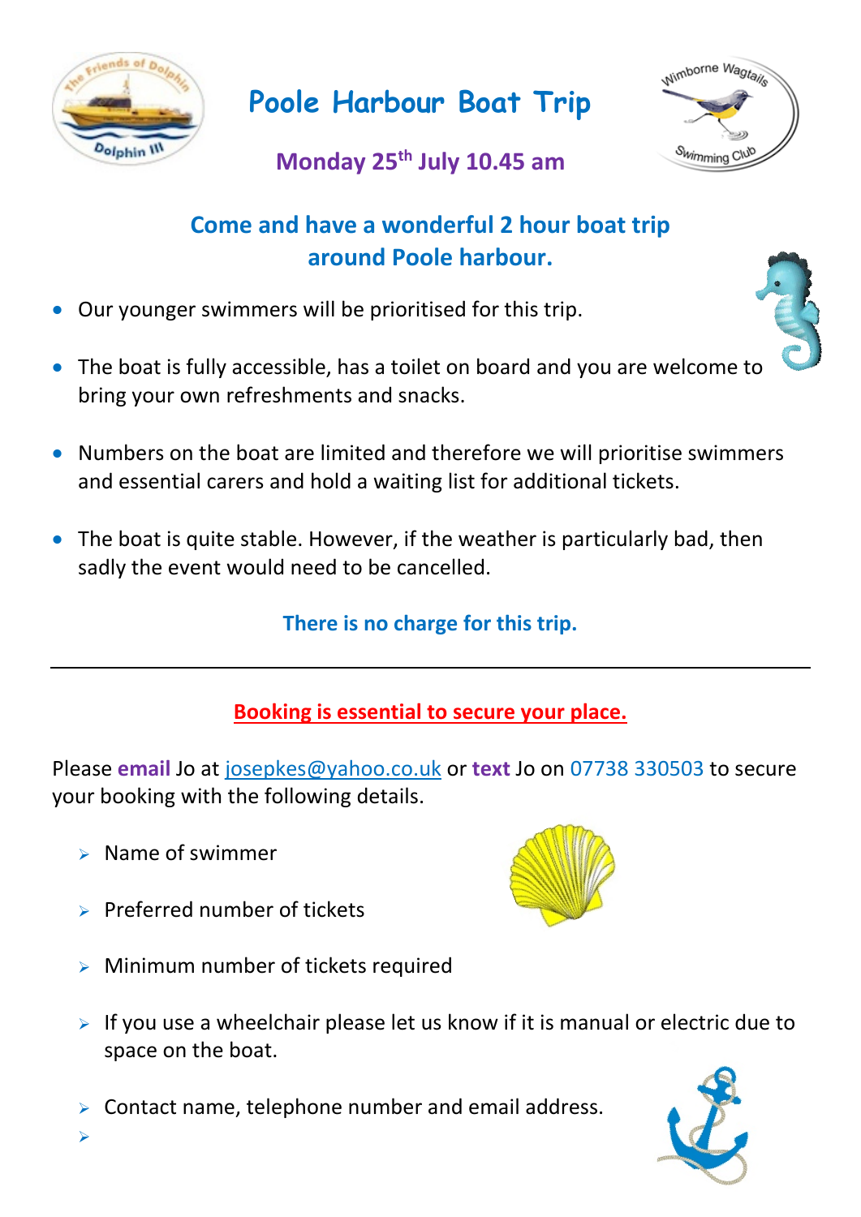# Poole Harbour Boat Trip

**Monday 25th July 10.45 am**

## Come and have a wonderful 2 hour boat trip around Poole harbour.

- Our younger swimmers will be prioritised for this trip.
- The boat is fully accessible, has a toilet on board and you are welcome to bring your own refreshments and snacks.
- Numbers on the boat are limited and therefore we will prioritise swimmers and essential carers and hold a waiting list for additional tickets.
- The boat is quite stable. However, if the weather is particularly bad, then sadly the event would need to be cancelled.

**There is no charge for this trip.**

---

**Booking is essential to secure your place.**

Please **email** Jo at josepkes@yahoo.co.uk or **text** Jo on 07738 330503 to secure your booking with the following details.

- Name of swimmer
- Preferred number of tickets
- Minimum number of tickets required
- If you use a wheelchair please let us know if it is manual or electric due to space on the boat.
- Contact name, telephone number and email address.